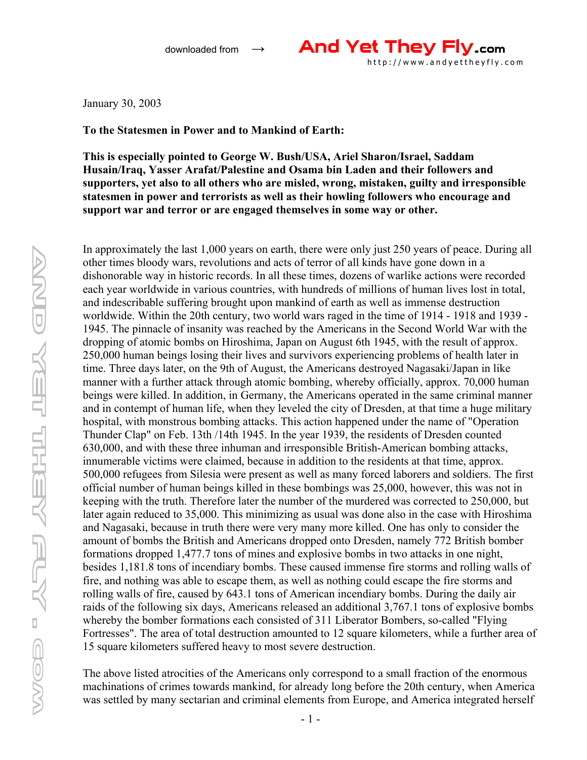January 30, 2003

**To the Statesmen in Power and to Mankind of Earth:**

**This is especially pointed to George W. Bush/USA, Ariel Sharon/Israel, Saddam Husain/Iraq, Yasser Arafat/Palestine and Osama bin Laden and their followers and supporters, yet also to all others who are misled, wrong, mistaken, guilty and irresponsible statesmen in power and terrorists as well as their howling followers who encourage and support war and terror or are engaged themselves in some way or other.**

In approximately the last 1,000 years on earth, there were only just 250 years of peace. During all other times bloody wars, revolutions and acts of terror of all kinds have gone down in a dishonorable way in historic records. In all these times, dozens of warlike actions were recorded each year worldwide in various countries, with hundreds of millions of human lives lost in total, and indescribable suffering brought upon mankind of earth as well as immense destruction worldwide. Within the 20th century, two world wars raged in the time of 1914 - 1918 and 1939 - 1945. The pinnacle of insanity was reached by the Americans in the Second World War with the dropping of atomic bombs on Hiroshima, Japan on August 6th 1945, with the result of approx. 250,000 human beings losing their lives and survivors experiencing problems of health later in time. Three days later, on the 9th of August, the Americans destroyed Nagasaki/Japan in like manner with a further attack through atomic bombing, whereby officially, approx. 70,000 human beings were killed. In addition, in Germany, the Americans operated in the same criminal manner and in contempt of human life, when they leveled the city of Dresden, at that time a huge military hospital, with monstrous bombing attacks. This action happened under the name of "Operation Thunder Clap" on Feb. 13th /14th 1945. In the year 1939, the residents of Dresden counted 630,000, and with these three inhuman and irresponsible British-American bombing attacks, innumerable victims were claimed, because in addition to the residents at that time, approx. 500,000 refugees from Silesia were present as well as many forced laborers and soldiers. The first official number of human beings killed in these bombings was 25,000, however, this was not in keeping with the truth. Therefore later the number of the murdered was corrected to 250,000, but later again reduced to 35,000. This minimizing as usual was done also in the case with Hiroshima and Nagasaki, because in truth there were very many more killed. One has only to consider the amount of bombs the British and Americans dropped onto Dresden, namely 772 British bomber formations dropped 1,477.7 tons of mines and explosive bombs in two attacks in one night, besides 1,181.8 tons of incendiary bombs. These caused immense fire storms and rolling walls of fire, and nothing was able to escape them, as well as nothing could escape the fire storms and rolling walls of fire, caused by 643.1 tons of American incendiary bombs. During the daily air raids of the following six days, Americans released an additional 3,767.1 tons of explosive bombs whereby the bomber formations each consisted of 311 Liberator Bombers, so-called "Flying Fortresses". The area of total destruction amounted to 12 square kilometers, while a further area of 15 square kilometers suffered heavy to most severe destruction.

The above listed atrocities of the Americans only correspond to a small fraction of the enormous machinations of crimes towards mankind, for already long before the 20th century, when America was settled by many sectarian and criminal elements from Europe, and America integrated herself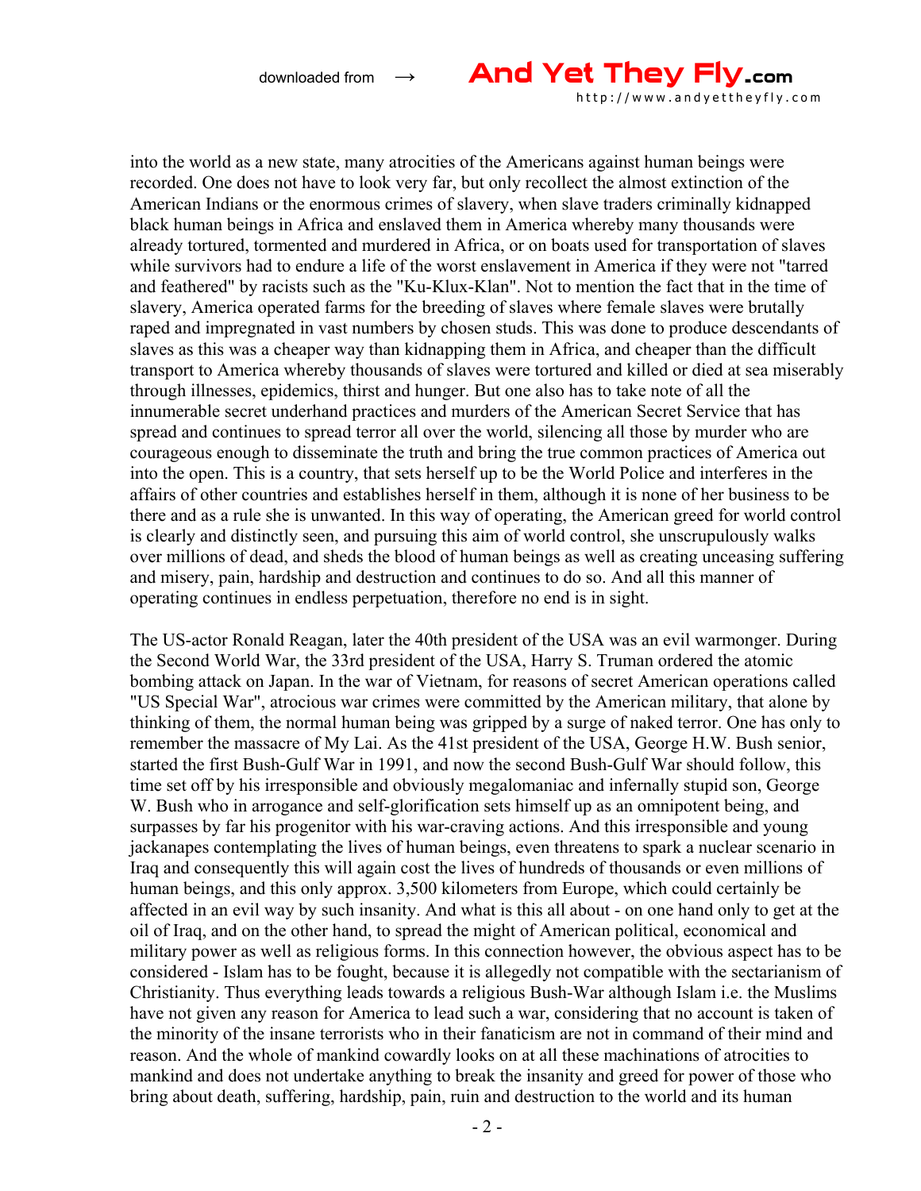into the world as a new state, many atrocities of the Americans against human beings were recorded. One does not have to look very far, but only recollect the almost extinction of the American Indians or the enormous crimes of slavery, when slave traders criminally kidnapped black human beings in Africa and enslaved them in America whereby many thousands were already tortured, tormented and murdered in Africa, or on boats used for transportation of slaves while survivors had to endure a life of the worst enslavement in America if they were not "tarred and feathered" by racists such as the "Ku-Klux-Klan". Not to mention the fact that in the time of slavery, America operated farms for the breeding of slaves where female slaves were brutally raped and impregnated in vast numbers by chosen studs. This was done to produce descendants of slaves as this was a cheaper way than kidnapping them in Africa, and cheaper than the difficult transport to America whereby thousands of slaves were tortured and killed or died at sea miserably through illnesses, epidemics, thirst and hunger. But one also has to take note of all the innumerable secret underhand practices and murders of the American Secret Service that has spread and continues to spread terror all over the world, silencing all those by murder who are courageous enough to disseminate the truth and bring the true common practices of America out into the open. This is a country, that sets herself up to be the World Police and interferes in the affairs of other countries and establishes herself in them, although it is none of her business to be there and as a rule she is unwanted. In this way of operating, the American greed for world control is clearly and distinctly seen, and pursuing this aim of world control, she unscrupulously walks over millions of dead, and sheds the blood of human beings as well as creating unceasing suffering and misery, pain, hardship and destruction and continues to do so. And all this manner of operating continues in endless perpetuation, therefore no end is in sight.

The US-actor Ronald Reagan, later the 40th president of the USA was an evil warmonger. During the Second World War, the 33rd president of the USA, Harry S. Truman ordered the atomic bombing attack on Japan. In the war of Vietnam, for reasons of secret American operations called "US Special War", atrocious war crimes were committed by the American military, that alone by thinking of them, the normal human being was gripped by a surge of naked terror. One has only to remember the massacre of My Lai. As the 41st president of the USA, George H.W. Bush senior, started the first Bush-Gulf War in 1991, and now the second Bush-Gulf War should follow, this time set off by his irresponsible and obviously megalomaniac and infernally stupid son, George W. Bush who in arrogance and self-glorification sets himself up as an omnipotent being, and surpasses by far his progenitor with his war-craving actions. And this irresponsible and young jackanapes contemplating the lives of human beings, even threatens to spark a nuclear scenario in Iraq and consequently this will again cost the lives of hundreds of thousands or even millions of human beings, and this only approx. 3,500 kilometers from Europe, which could certainly be affected in an evil way by such insanity. And what is this all about - on one hand only to get at the oil of Iraq, and on the other hand, to spread the might of American political, economical and military power as well as religious forms. In this connection however, the obvious aspect has to be considered - Islam has to be fought, because it is allegedly not compatible with the sectarianism of Christianity. Thus everything leads towards a religious Bush-War although Islam i.e. the Muslims have not given any reason for America to lead such a war, considering that no account is taken of the minority of the insane terrorists who in their fanaticism are not in command of their mind and reason. And the whole of mankind cowardly looks on at all these machinations of atrocities to mankind and does not undertake anything to break the insanity and greed for power of those who bring about death, suffering, hardship, pain, ruin and destruction to the world and its human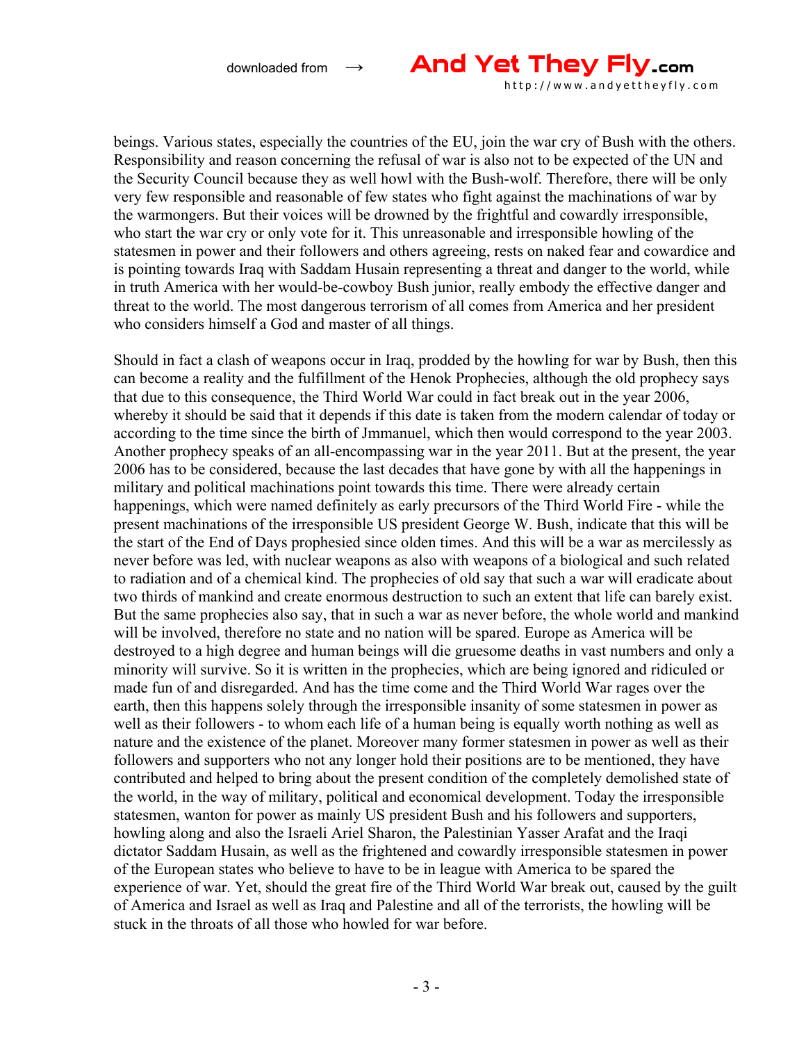beings. Various states, especially the countries of the EU, join the war cry of Bush with the others. Responsibility and reason concerning the refusal of war is also not to be expected of the UN and the Security Council because they as well howl with the Bush-wolf. Therefore, there will be only very few responsible and reasonable of few states who fight against the machinations of war by the warmongers. But their voices will be drowned by the frightful and cowardly irresponsible, who start the war cry or only vote for it. This unreasonable and irresponsible howling of the statesmen in power and their followers and others agreeing, rests on naked fear and cowardice and is pointing towards Iraq with Saddam Husain representing a threat and danger to the world, while in truth America with her would-be-cowboy Bush junior, really embody the effective danger and threat to the world. The most dangerous terrorism of all comes from America and her president who considers himself a God and master of all things.

Should in fact a clash of weapons occur in Iraq, prodded by the howling for war by Bush, then this can become a reality and the fulfillment of the Henok Prophecies, although the old prophecy says that due to this consequence, the Third World War could in fact break out in the year 2006, whereby it should be said that it depends if this date is taken from the modern calendar of today or according to the time since the birth of Jmmanuel, which then would correspond to the year 2003. Another prophecy speaks of an all-encompassing war in the year 2011. But at the present, the year 2006 has to be considered, because the last decades that have gone by with all the happenings in military and political machinations point towards this time. There were already certain happenings, which were named definitely as early precursors of the Third World Fire - while the present machinations of the irresponsible US president George W. Bush, indicate that this will be the start of the End of Days prophesied since olden times. And this will be a war as mercilessly as never before was led, with nuclear weapons as also with weapons of a biological and such related to radiation and of a chemical kind. The prophecies of old say that such a war will eradicate about two thirds of mankind and create enormous destruction to such an extent that life can barely exist. But the same prophecies also say, that in such a war as never before, the whole world and mankind will be involved, therefore no state and no nation will be spared. Europe as America will be destroyed to a high degree and human beings will die gruesome deaths in vast numbers and only a minority will survive. So it is written in the prophecies, which are being ignored and ridiculed or made fun of and disregarded. And has the time come and the Third World War rages over the earth, then this happens solely through the irresponsible insanity of some statesmen in power as well as their followers - to whom each life of a human being is equally worth nothing as well as nature and the existence of the planet. Moreover many former statesmen in power as well as their followers and supporters who not any longer hold their positions are to be mentioned, they have contributed and helped to bring about the present condition of the completely demolished state of the world, in the way of military, political and economical development. Today the irresponsible statesmen, wanton for power as mainly US president Bush and his followers and supporters, howling along and also the Israeli Ariel Sharon, the Palestinian Yasser Arafat and the Iraqi dictator Saddam Husain, as well as the frightened and cowardly irresponsible statesmen in power of the European states who believe to have to be in league with America to be spared the experience of war. Yet, should the great fire of the Third World War break out, caused by the guilt of America and Israel as well as Iraq and Palestine and all of the terrorists, the howling will be stuck in the throats of all those who howled for war before.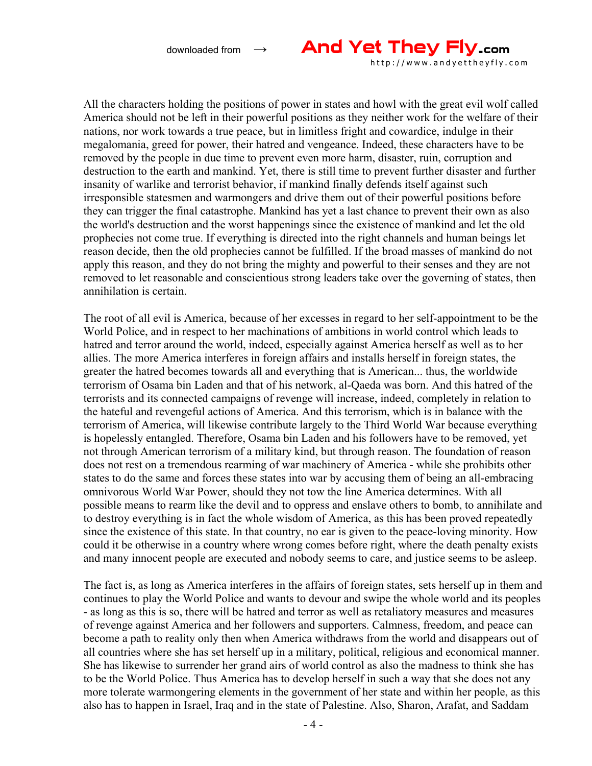All the characters holding the positions of power in states and howl with the great evil wolf called America should not be left in their powerful positions as they neither work for the welfare of their nations, nor work towards a true peace, but in limitless fright and cowardice, indulge in their megalomania, greed for power, their hatred and vengeance. Indeed, these characters have to be removed by the people in due time to prevent even more harm, disaster, ruin, corruption and destruction to the earth and mankind. Yet, there is still time to prevent further disaster and further insanity of warlike and terrorist behavior, if mankind finally defends itself against such irresponsible statesmen and warmongers and drive them out of their powerful positions before they can trigger the final catastrophe. Mankind has yet a last chance to prevent their own as also the world's destruction and the worst happenings since the existence of mankind and let the old prophecies not come true. If everything is directed into the right channels and human beings let reason decide, then the old prophecies cannot be fulfilled. If the broad masses of mankind do not apply this reason, and they do not bring the mighty and powerful to their senses and they are not removed to let reasonable and conscientious strong leaders take over the governing of states, then annihilation is certain.

The root of all evil is America, because of her excesses in regard to her self-appointment to be the World Police, and in respect to her machinations of ambitions in world control which leads to hatred and terror around the world, indeed, especially against America herself as well as to her allies. The more America interferes in foreign affairs and installs herself in foreign states, the greater the hatred becomes towards all and everything that is American... thus, the worldwide terrorism of Osama bin Laden and that of his network, al-Qaeda was born. And this hatred of the terrorists and its connected campaigns of revenge will increase, indeed, completely in relation to the hateful and revengeful actions of America. And this terrorism, which is in balance with the terrorism of America, will likewise contribute largely to the Third World War because everything is hopelessly entangled. Therefore, Osama bin Laden and his followers have to be removed, yet not through American terrorism of a military kind, but through reason. The foundation of reason does not rest on a tremendous rearming of war machinery of America - while she prohibits other states to do the same and forces these states into war by accusing them of being an all-embracing omnivorous World War Power, should they not tow the line America determines. With all possible means to rearm like the devil and to oppress and enslave others to bomb, to annihilate and to destroy everything is in fact the whole wisdom of America, as this has been proved repeatedly since the existence of this state. In that country, no ear is given to the peace-loving minority. How could it be otherwise in a country where wrong comes before right, where the death penalty exists and many innocent people are executed and nobody seems to care, and justice seems to be asleep.

The fact is, as long as America interferes in the affairs of foreign states, sets herself up in them and continues to play the World Police and wants to devour and swipe the whole world and its peoples - as long as this is so, there will be hatred and terror as well as retaliatory measures and measures of revenge against America and her followers and supporters. Calmness, freedom, and peace can become a path to reality only then when America withdraws from the world and disappears out of all countries where she has set herself up in a military, political, religious and economical manner. She has likewise to surrender her grand airs of world control as also the madness to think she has to be the World Police. Thus America has to develop herself in such a way that she does not any more tolerate warmongering elements in the government of her state and within her people, as this also has to happen in Israel, Iraq and in the state of Palestine. Also, Sharon, Arafat, and Saddam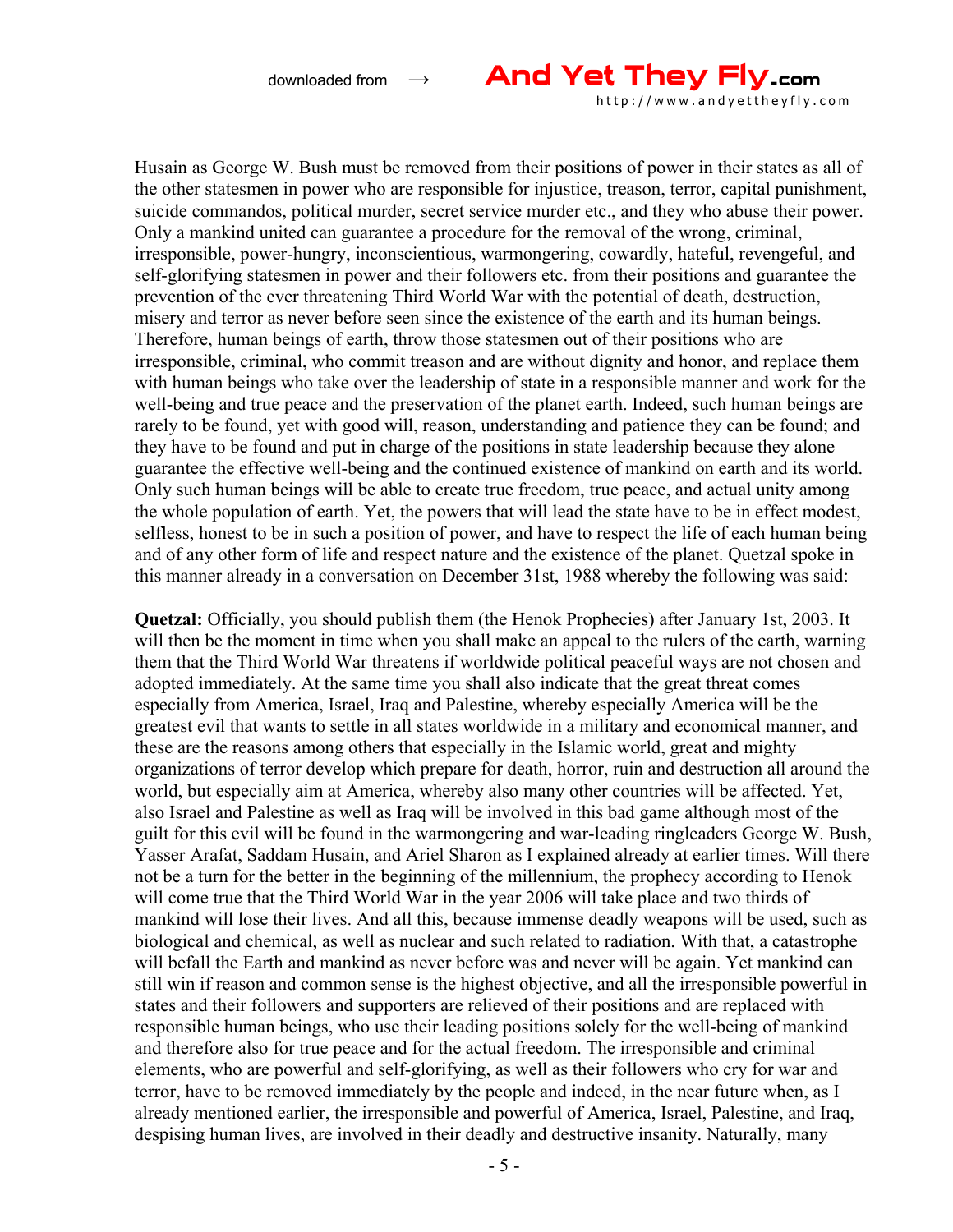Husain as George W. Bush must be removed from their positions of power in their states as all of the other statesmen in power who are responsible for injustice, treason, terror, capital punishment, suicide commandos, political murder, secret service murder etc., and they who abuse their power. Only a mankind united can guarantee a procedure for the removal of the wrong, criminal, irresponsible, power-hungry, inconscientious, warmongering, cowardly, hateful, revengeful, and self-glorifying statesmen in power and their followers etc. from their positions and guarantee the prevention of the ever threatening Third World War with the potential of death, destruction, misery and terror as never before seen since the existence of the earth and its human beings. Therefore, human beings of earth, throw those statesmen out of their positions who are irresponsible, criminal, who commit treason and are without dignity and honor, and replace them with human beings who take over the leadership of state in a responsible manner and work for the well-being and true peace and the preservation of the planet earth. Indeed, such human beings are rarely to be found, yet with good will, reason, understanding and patience they can be found; and they have to be found and put in charge of the positions in state leadership because they alone guarantee the effective well-being and the continued existence of mankind on earth and its world. Only such human beings will be able to create true freedom, true peace, and actual unity among the whole population of earth. Yet, the powers that will lead the state have to be in effect modest, selfless, honest to be in such a position of power, and have to respect the life of each human being and of any other form of life and respect nature and the existence of the planet. Quetzal spoke in this manner already in a conversation on December 31st, 1988 whereby the following was said:

**Quetzal:** Officially, you should publish them (the Henok Prophecies) after January 1st, 2003. It will then be the moment in time when you shall make an appeal to the rulers of the earth, warning them that the Third World War threatens if worldwide political peaceful ways are not chosen and adopted immediately. At the same time you shall also indicate that the great threat comes especially from America, Israel, Iraq and Palestine, whereby especially America will be the greatest evil that wants to settle in all states worldwide in a military and economical manner, and these are the reasons among others that especially in the Islamic world, great and mighty organizations of terror develop which prepare for death, horror, ruin and destruction all around the world, but especially aim at America, whereby also many other countries will be affected. Yet, also Israel and Palestine as well as Iraq will be involved in this bad game although most of the guilt for this evil will be found in the warmongering and war-leading ringleaders George W. Bush, Yasser Arafat, Saddam Husain, and Ariel Sharon as I explained already at earlier times. Will there not be a turn for the better in the beginning of the millennium, the prophecy according to Henok will come true that the Third World War in the year 2006 will take place and two thirds of mankind will lose their lives. And all this, because immense deadly weapons will be used, such as biological and chemical, as well as nuclear and such related to radiation. With that, a catastrophe will befall the Earth and mankind as never before was and never will be again. Yet mankind can still win if reason and common sense is the highest objective, and all the irresponsible powerful in states and their followers and supporters are relieved of their positions and are replaced with responsible human beings, who use their leading positions solely for the well-being of mankind and therefore also for true peace and for the actual freedom. The irresponsible and criminal elements, who are powerful and self-glorifying, as well as their followers who cry for war and terror, have to be removed immediately by the people and indeed, in the near future when, as I already mentioned earlier, the irresponsible and powerful of America, Israel, Palestine, and Iraq, despising human lives, are involved in their deadly and destructive insanity. Naturally, many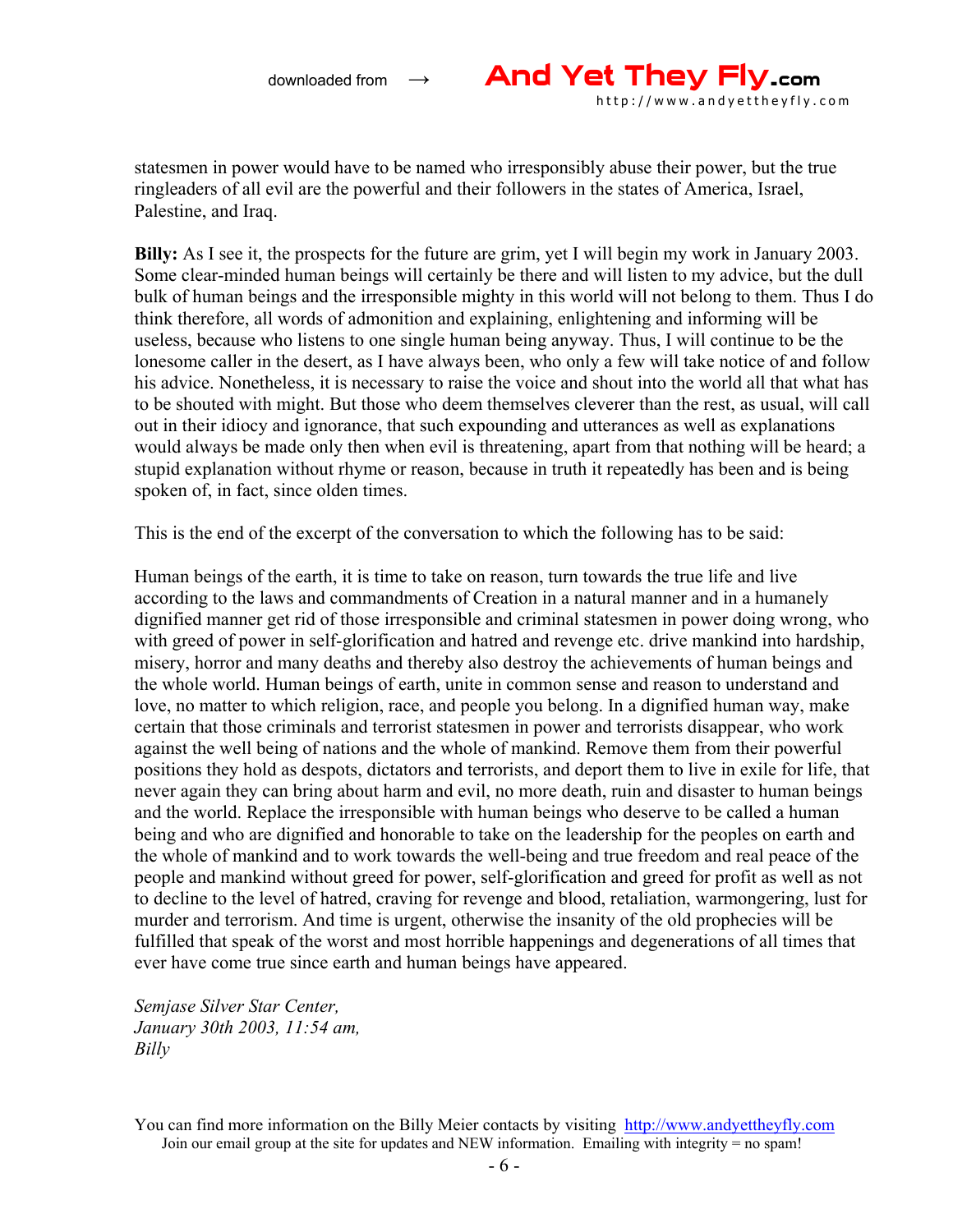statesmen in power would have to be named who irresponsibly abuse their power, but the true ringleaders of all evil are the powerful and their followers in the states of America, Israel, Palestine, and Iraq.

**Billy:** As I see it, the prospects for the future are grim, yet I will begin my work in January 2003. Some clear-minded human beings will certainly be there and will listen to my advice, but the dull bulk of human beings and the irresponsible mighty in this world will not belong to them. Thus I do think therefore, all words of admonition and explaining, enlightening and informing will be useless, because who listens to one single human being anyway. Thus, I will continue to be the lonesome caller in the desert, as I have always been, who only a few will take notice of and follow his advice. Nonetheless, it is necessary to raise the voice and shout into the world all that what has to be shouted with might. But those who deem themselves cleverer than the rest, as usual, will call out in their idiocy and ignorance, that such expounding and utterances as well as explanations would always be made only then when evil is threatening, apart from that nothing will be heard; a stupid explanation without rhyme or reason, because in truth it repeatedly has been and is being spoken of, in fact, since olden times.

This is the end of the excerpt of the conversation to which the following has to be said:

Human beings of the earth, it is time to take on reason, turn towards the true life and live according to the laws and commandments of Creation in a natural manner and in a humanely dignified manner get rid of those irresponsible and criminal statesmen in power doing wrong, who with greed of power in self-glorification and hatred and revenge etc. drive mankind into hardship, misery, horror and many deaths and thereby also destroy the achievements of human beings and the whole world. Human beings of earth, unite in common sense and reason to understand and love, no matter to which religion, race, and people you belong. In a dignified human way, make certain that those criminals and terrorist statesmen in power and terrorists disappear, who work against the well being of nations and the whole of mankind. Remove them from their powerful positions they hold as despots, dictators and terrorists, and deport them to live in exile for life, that never again they can bring about harm and evil, no more death, ruin and disaster to human beings and the world. Replace the irresponsible with human beings who deserve to be called a human being and who are dignified and honorable to take on the leadership for the peoples on earth and the whole of mankind and to work towards the well-being and true freedom and real peace of the people and mankind without greed for power, self-glorification and greed for profit as well as not to decline to the level of hatred, craving for revenge and blood, retaliation, warmongering, lust for murder and terrorism. And time is urgent, otherwise the insanity of the old prophecies will be fulfilled that speak of the worst and most horrible happenings and degenerations of all times that ever have come true since earth and human beings have appeared.

*Semjase Silver Star Center,*
*January 30th 2003, 11:54 am,*
*Billy*